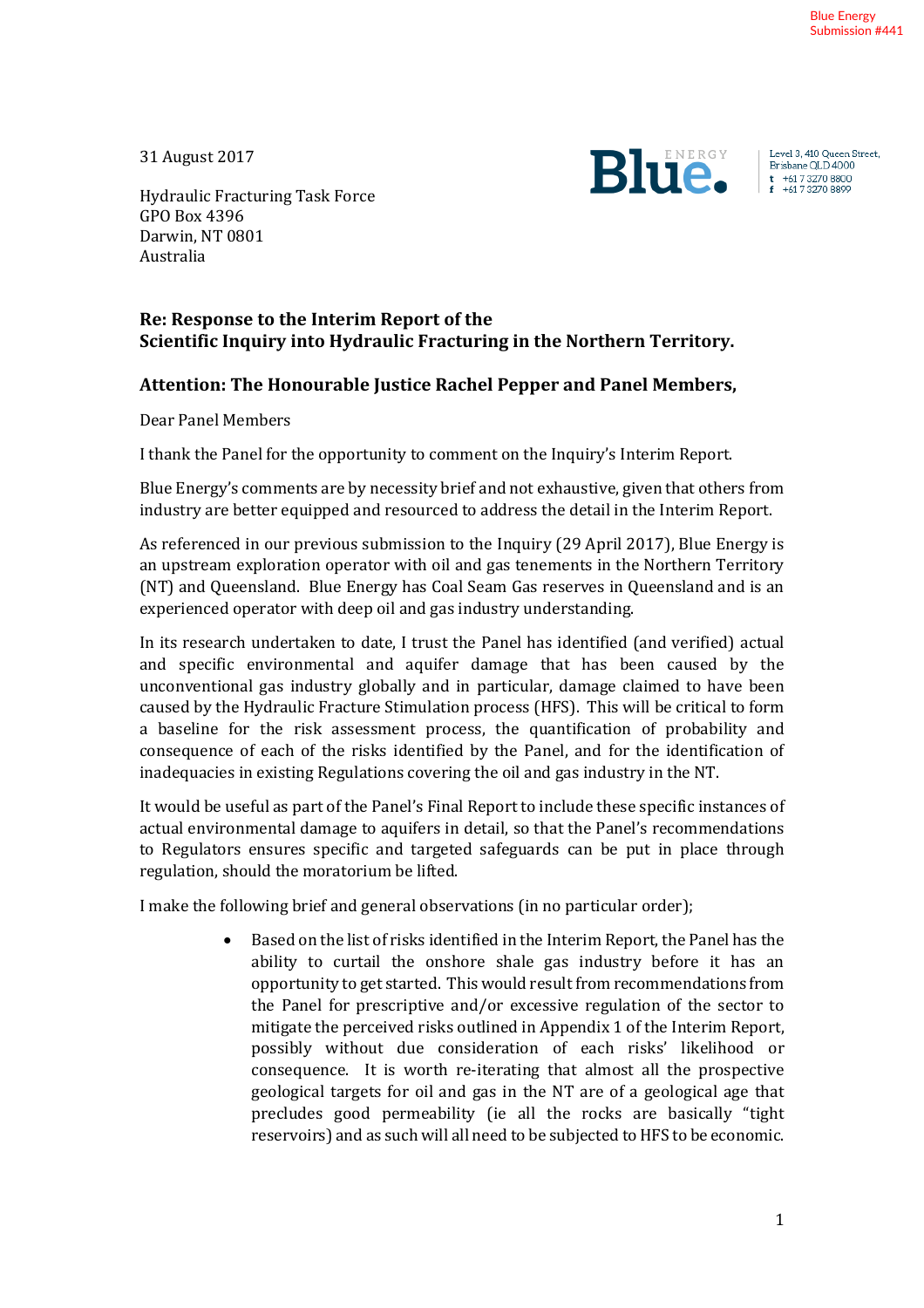Blue Energy
Submission #441

31 August 2017

Level 3, 410 Queen Street,
Brisbane QLD 4000
t +61 7 3270 8800
f +61 7 3270 8899

Hydraulic Fracturing Task Force
GPO Box 4396
Darwin, NT 0801
Australia

**Re: Response to the Interim Report of the Scientific Inquiry into Hydraulic Fracturing in the Northern Territory.**

**Attention: The Honourable Justice Rachel Pepper and Panel Members,**

Dear Panel Members

I thank the Panel for the opportunity to comment on the Inquiry's Interim Report.

Blue Energy's comments are by necessity brief and not exhaustive, given that others from industry are better equipped and resourced to address the detail in the Interim Report.

As referenced in our previous submission to the Inquiry (29 April 2017), Blue Energy is an upstream exploration operator with oil and gas tenements in the Northern Territory (NT) and Queensland. Blue Energy has Coal Seam Gas reserves in Queensland and is an experienced operator with deep oil and gas industry understanding.

In its research undertaken to date, I trust the Panel has identified (and verified) actual and specific environmental and aquifer damage that has been caused by the unconventional gas industry globally and in particular, damage claimed to have been caused by the Hydraulic Fracture Stimulation process (HFS). This will be critical to form a baseline for the risk assessment process, the quantification of probability and consequence of each of the risks identified by the Panel, and for the identification of inadequacies in existing Regulations covering the oil and gas industry in the NT.

It would be useful as part of the Panel's Final Report to include these specific instances of actual environmental damage to aquifers in detail, so that the Panel's recommendations to Regulators ensures specific and targeted safeguards can be put in place through regulation, should the moratorium be lifted.

I make the following brief and general observations (in no particular order);

- Based on the list of risks identified in the Interim Report, the Panel has the ability to curtail the onshore shale gas industry before it has an opportunity to get started. This would result from recommendations from the Panel for prescriptive and/or excessive regulation of the sector to mitigate the perceived risks outlined in Appendix 1 of the Interim Report, possibly without due consideration of each risks' likelihood or consequence. It is worth re-iterating that almost all the prospective geological targets for oil and gas in the NT are of a geological age that precludes good permeability (ie all the rocks are basically "tight reservoirs) and as such will all need to be subjected to HFS to be economic.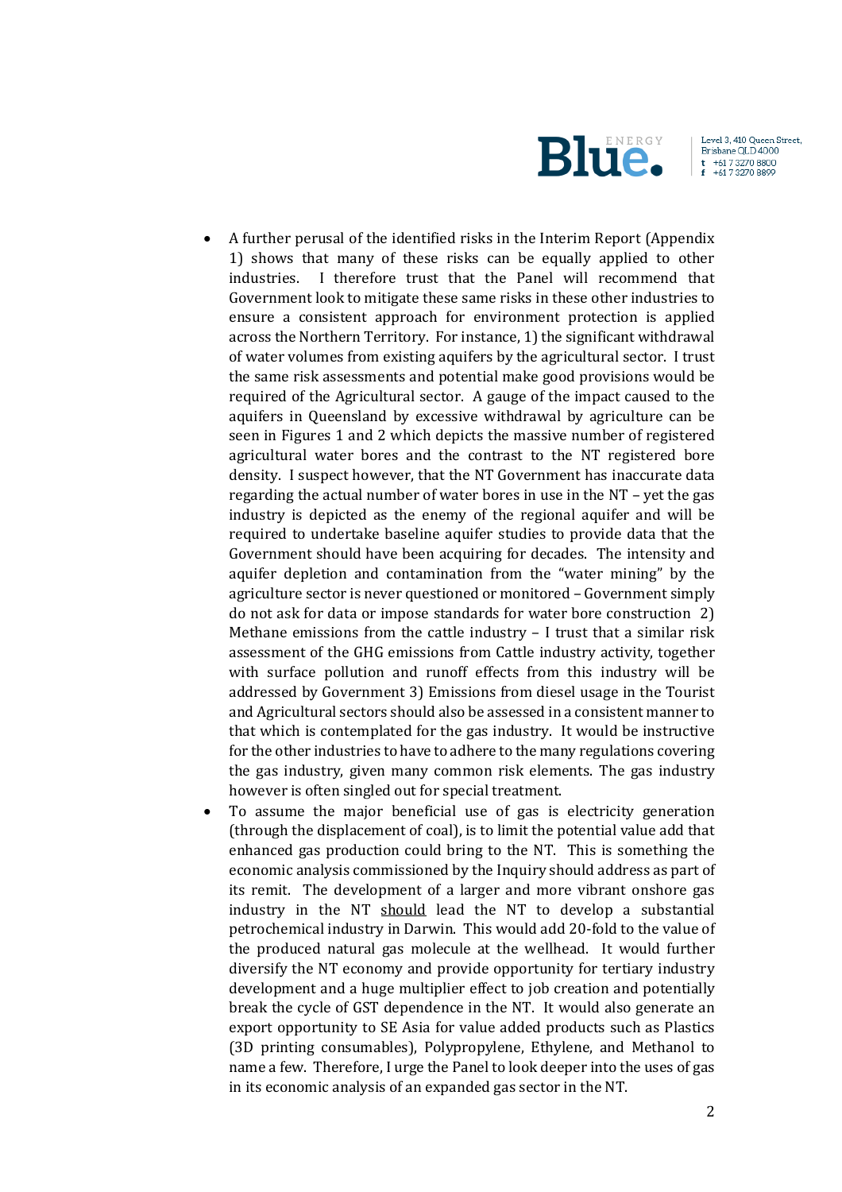- A further perusal of the identified risks in the Interim Report (Appendix 1) shows that many of these risks can be equally applied to other industries. I therefore trust that the Panel will recommend that Government look to mitigate these same risks in these other industries to ensure a consistent approach for environment protection is applied across the Northern Territory. For instance, 1) the significant withdrawal of water volumes from existing aquifers by the agricultural sector. I trust the same risk assessments and potential make good provisions would be required of the Agricultural sector. A gauge of the impact caused to the aquifers in Queensland by excessive withdrawal by agriculture can be seen in Figures 1 and 2 which depicts the massive number of registered agricultural water bores and the contrast to the NT registered bore density. I suspect however, that the NT Government has inaccurate data regarding the actual number of water bores in use in the NT – yet the gas industry is depicted as the enemy of the regional aquifer and will be required to undertake baseline aquifer studies to provide data that the Government should have been acquiring for decades. The intensity and aquifer depletion and contamination from the "water mining" by the agriculture sector is never questioned or monitored – Government simply do not ask for data or impose standards for water bore construction 2) Methane emissions from the cattle industry – I trust that a similar risk assessment of the GHG emissions from Cattle industry activity, together with surface pollution and runoff effects from this industry will be addressed by Government 3) Emissions from diesel usage in the Tourist and Agricultural sectors should also be assessed in a consistent manner to that which is contemplated for the gas industry. It would be instructive for the other industries to have to adhere to the many regulations covering the gas industry, given many common risk elements. The gas industry however is often singled out for special treatment.
- To assume the major beneficial use of gas is electricity generation (through the displacement of coal), is to limit the potential value that enhanced gas production could bring to the NT. This is something the economic analysis commissioned by the Inquiry should address as part of its remit. The development of a larger and more vibrant onshore gas industry in the NT <u>should</u> lead the NT to develop a substantial petrochemical industry in Darwin. This would add 20-fold to the value of the produced natural gas molecule at the wellhead. It would further diversify the NT economy and provide opportunity for tertiary industry development and a huge multiplier effect to job creation and potentially break the cycle of GST dependence in the NT. It would also generate an export opportunity to SE Asia for value added products such as Plastics (3D printing consumables), Polypropylene, Ethylene, and Methanol to name a few. Therefore, I urge the Panel to look deeper into the uses of gas in its economic analysis of an expanded gas sector in the NT.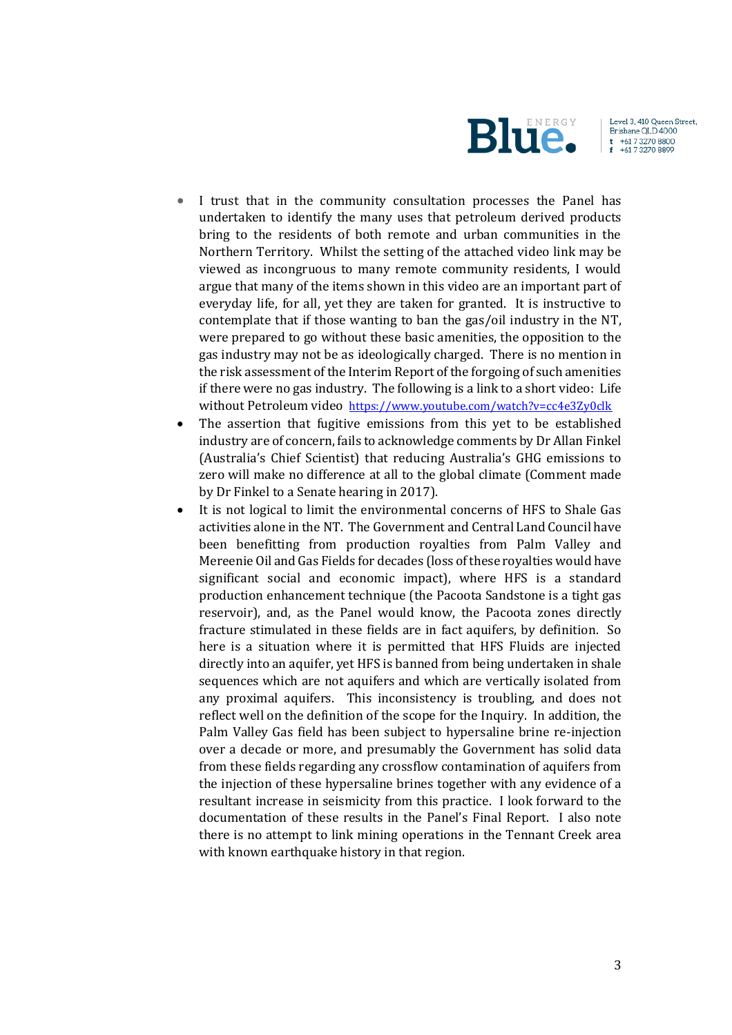- I trust that in the community consultation processes the Panel has undertaken to identify the many uses that petroleum derived products bring to the residents of both remote and urban communities in the Northern Territory. Whilst the setting of the attached video link may be viewed as incongruous to many remote community residents, I would argue that many of the items shown in this video are an important part of everyday life, for all, yet they are taken for granted. It is instructive to contemplate that if those wanting to ban the gas/oil industry in the NT, were prepared to go without these basic amenities, the opposition to the gas industry may not be as ideologically charged. There is no mention in the risk assessment of the Interim Report of the forgoing of such amenities if there were no gas industry. The following is a link to a short video: Life without Petroleum video [https://www.youtube.com/watch?v=cc4e3Zy0clk](https://www.youtube.com/watch?v=cc4e3Zy0clk)
- The assertion that fugitive emissions from this yet to be established industry are of concern, fails to acknowledge comments by Dr Allan Finkel (Australia's Chief Scientist) that reducing Australia's GHG emissions to zero will make no difference at all to the global climate (Comment made by Dr Finkel to a Senate hearing in 2017).
- It is not logical to limit the environmental concerns of HFS to Shale Gas activities alone in the NT. The Government and Central Land Council have been benefitting from production royalties from Palm Valley and Mereenie Oil and Gas Fields for decades (loss of these royalties would have significant social and economic impact), where HFS is a standard production enhancement technique (the Pacoota Sandstone is a tight gas reservoir), and, as the Panel would know, the Pacoota zones directly fracture stimulated in these fields are in fact aquifers, by definition. So here is a situation where it is permitted that HFS Fluids are injected directly into an aquifer, yet HFS is banned from being undertaken in shale sequences which are not aquifers and which are vertically isolated from any proximal aquifers. This inconsistency is troubling, and does not reflect well on the definition of the scope for the Inquiry. In addition, the Palm Valley Gas field has been subject to hypersaline brine re-injection over a decade or more, and presumably the Government has solid data from these fields regarding any crossflow contamination of aquifers from the injection of these hypersaline brines together with any evidence of a resultant increase in seismicity from this practice. I look forward to the documentation of these results in the Panel's Final Report. I also note there is no attempt to link mining operations in the Tennant Creek area with known earthquake history in that region.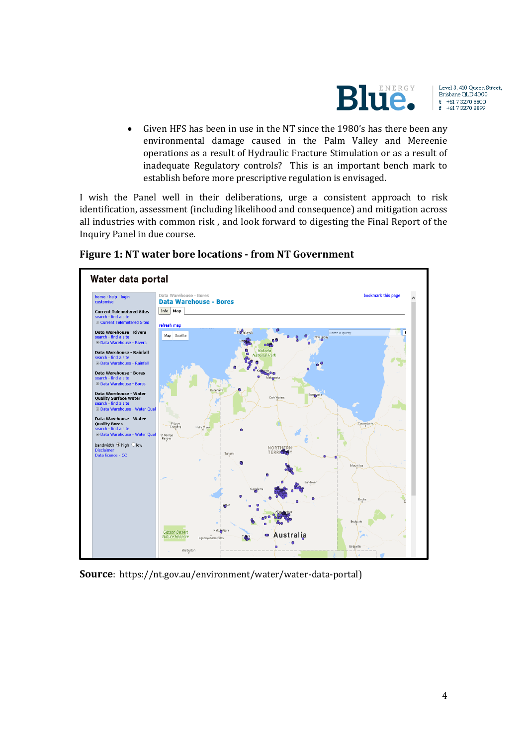- Given HFS has been in use in the NT since the 1980's has there been any environmental damage caused in the Palm Valley and Mereenie operations as a result of Hydraulic Fracture Stimulation or as a result of inadequate Regulatory controls? This is an important bench mark to establish before more prescriptive regulation is envisaged.

I wish the Panel well in their deliberations, urge a consistent approach to risk identification, assessment (including likelihood and consequence) and mitigation across all industries with common risk , and look forward to digesting the Final Report of the Inquiry Panel in due course.

**Figure 1: NT water bore locations - from NT Government**

**Source**: https://nt.gov.au/environment/water/water-data-portal)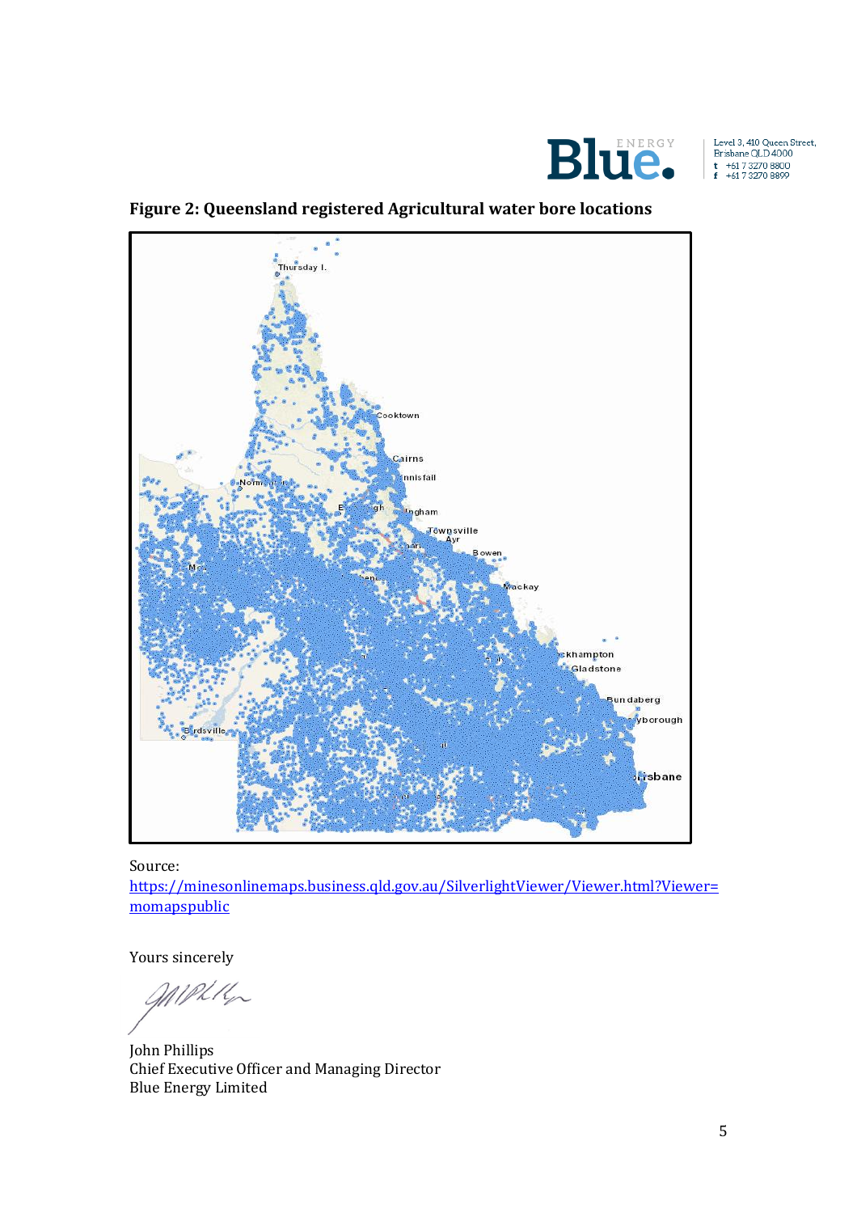**Figure 2: Queensland registered Agricultural water bore locations**

Thursday I.

Cooktown

Cairns

nnisfail

Norm

ngham

Townsville

Ayr

Bowen

Mackay

ckhampton

Gladstone

Bundaberg

yborough

risbane

rdsville

Source:
https://minesonlinemaps.business.qld.gov.au/SilverlightViewer/Viewer.html?Viewer=momapspublic

Yours sincerely

John Phillips
Chief Executive Officer and Managing Director
Blue Energy Limited